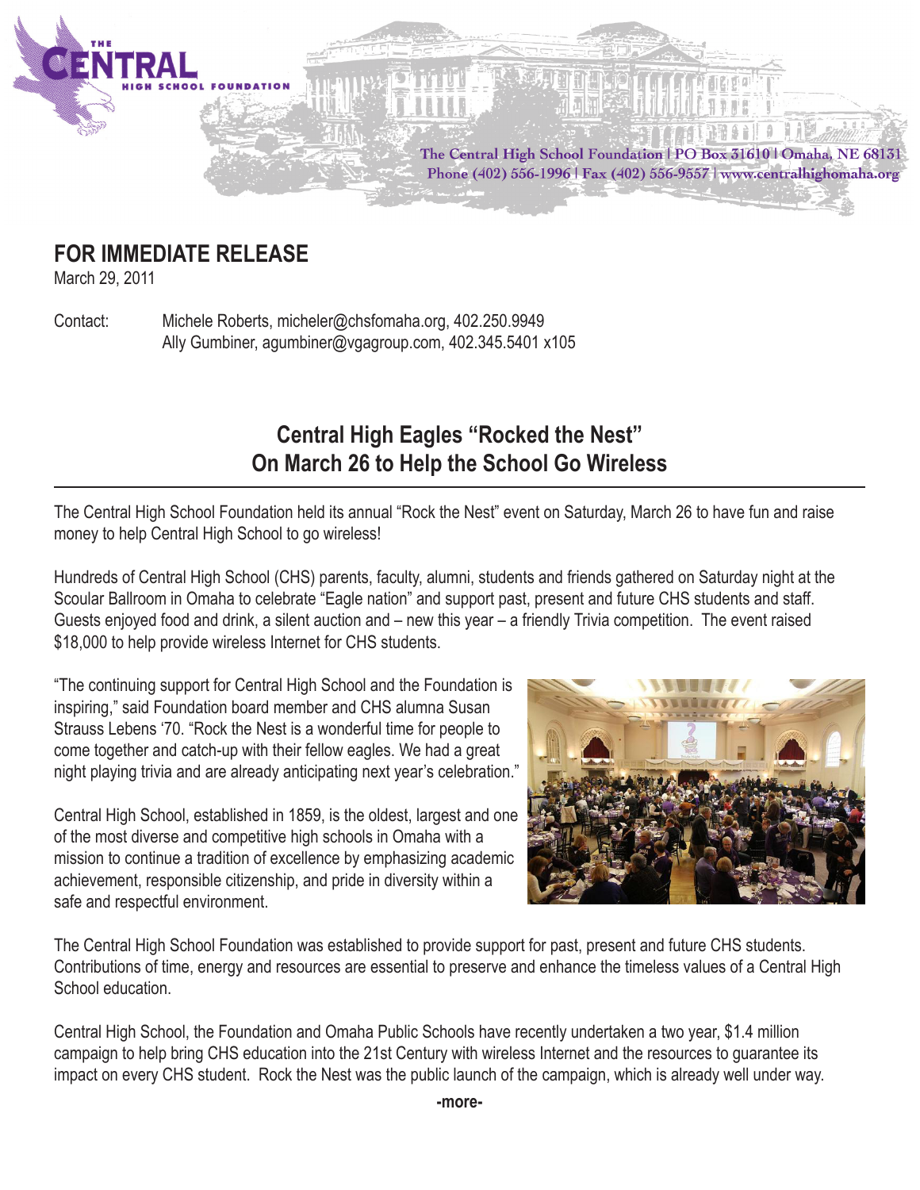THE CENTRAL HIGH SCHOOL FOUNDATION

The Central High School Foundation | PO Box 31610 | Omaha, NE 68131
Phone (402) 556-1996 | Fax (402) 556-9557 | www.centralhighomaha.org

## FOR IMMEDIATE RELEASE

March 29, 2011

Contact: Michele Roberts, micheler@chsfomaha.org, 402.250.9949
Ally Gumbiner, agumbiner@vgagroup.com, 402.345.5401 x105

# Central High Eagles "Rocked the Nest" On March 26 to Help the School Go Wireless

The Central High School Foundation held its annual "Rock the Nest" event on Saturday, March 26 to have fun and raise money to help Central High School to go wireless!

Hundreds of Central High School (CHS) parents, faculty, alumni, students and friends gathered on Saturday night at the Scoular Ballroom in Omaha to celebrate "Eagle nation" and support past, present and future CHS students and staff. Guests enjoyed food and drink, a silent auction and – new this year – a friendly Trivia competition. The event raised $18,000 to help provide wireless Internet for CHS students.

"The continuing support for Central High School and the Foundation is inspiring," said Foundation board member and CHS alumna Susan Strauss Lebens '70. "Rock the Nest is a wonderful time for people to come together and catch-up with their fellow eagles. We had a great night playing trivia and are already anticipating next year's celebration."

Central High School, established in 1859, is the oldest, largest and one of the most diverse and competitive high schools in Omaha with a mission to continue a tradition of excellence by emphasizing academic achievement, responsible citizenship, and pride in diversity within a safe and respectful environment.

The Central High School Foundation was established to provide support for past, present and future CHS students. Contributions of time, energy and resources are essential to preserve and enhance the timeless values of a Central High School education.

Central High School, the Foundation and Omaha Public Schools have recently undertaken a two year, $1.4 million campaign to help bring CHS education into the 21st Century with wireless Internet and the resources to guarantee its impact on every CHS student. Rock the Nest was the public launch of the campaign, which is already well under way.

-more-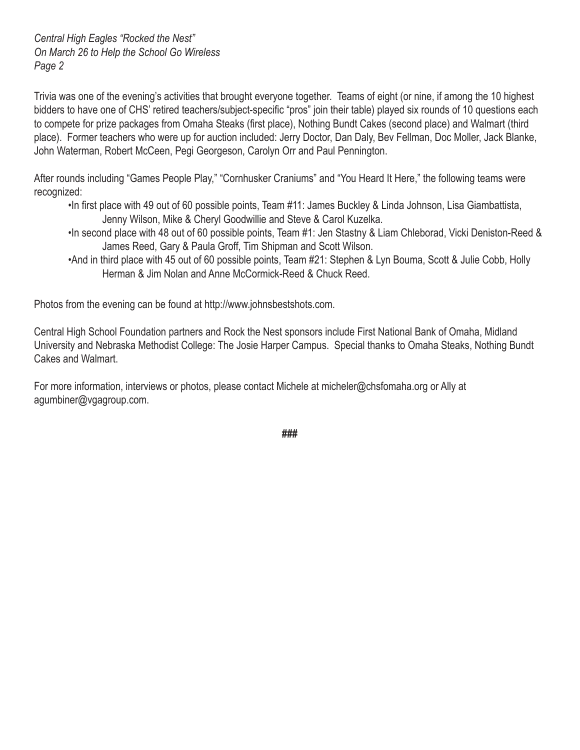Trivia was one of the evening's activities that brought everyone together. Teams of eight (or nine, if among the 10 highest bidders to have one of CHS' retired teachers/subject-specific "pros" join their table) played six rounds of 10 questions each to compete for prize packages from Omaha Steaks (first place), Nothing Bundt Cakes (second place) and Walmart (third place). Former teachers who were up for auction included: Jerry Doctor, Dan Daly, Bev Fellman, Doc Moller, Jack Blanke, John Waterman, Robert McCeen, Pegi Georgeson, Carolyn Orr and Paul Pennington.

After rounds including "Games People Play," "Cornhusker Craniums" and "You Heard It Here," the following teams were recognized:

- In first place with 49 out of 60 possible points, Team #11: James Buckley & Linda Johnson, Lisa Giambattista, Jenny Wilson, Mike & Cheryl Goodwillie and Steve & Carol Kuzelka.
- In second place with 48 out of 60 possible points, Team #1: Jen Stastny & Liam Chleborad, Vicki Deniston-Reed & James Reed, Gary & Paula Groff, Tim Shipman and Scott Wilson.
- And in third place with 45 out of 60 possible points, Team #21: Stephen & Lyn Bouma, Scott & Julie Cobb, Holly Herman & Jim Nolan and Anne McCormick-Reed & Chuck Reed.

Photos from the evening can be found at http://www.johnsbestshots.com.

Central High School Foundation partners and Rock the Nest sponsors include First National Bank of Omaha, Midland University and Nebraska Methodist College: The Josie Harper Campus. Special thanks to Omaha Steaks, Nothing Bundt Cakes and Walmart.

For more information, interviews or photos, please contact Michele at micheler@chsfomaha.org or Ally at agumbiner@vgagroup.com.

###